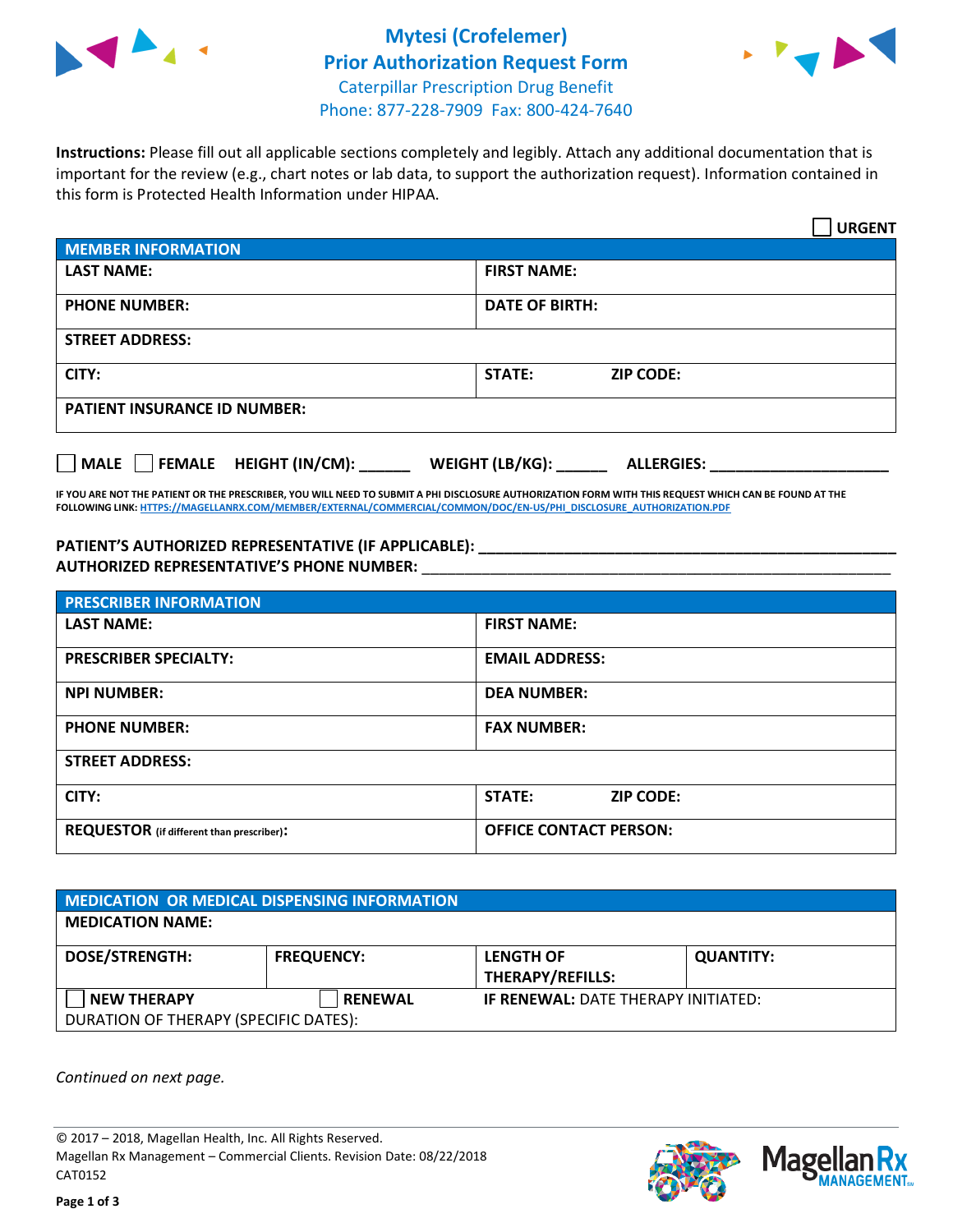# Mytesi (Crofelemer) Prior Authorization Request Form

Caterpillar Prescription Drug Benefit
Phone: 877-228-7909 Fax: 800-424-7640

**Instructions:** Please fill out all applicable sections completely and legibly. Attach any additional documentation that is important for the review (e.g., chart notes or lab data, to support the authorization request). Information contained in this form is Protected Health Information under HIPAA.

☐ **URGENT**

| MEMBER INFORMATION | |
|---|---|
| **LAST NAME:** | **FIRST NAME:** |
| **PHONE NUMBER:** | **DATE OF BIRTH:** |
| **STREET ADDRESS:** | |
| **CITY:** | **STATE:** **ZIP CODE:** |
| **PATIENT INSURANCE ID NUMBER:** | |

☐ **MALE** ☐ **FEMALE** **HEIGHT (IN/CM):** ______ **WEIGHT (LB/KG):** ______ **ALLERGIES:** ____________________

**IF YOU ARE NOT THE PATIENT OR THE PRESCRIBER, YOU WILL NEED TO SUBMIT A PHI DISCLOSURE AUTHORIZATION FORM WITH THIS REQUEST WHICH CAN BE FOUND AT THE FOLLOWING LINK:** HTTPS://MAGELLANRX.COM/MEMBER/EXTERNAL/COMMERCIAL/COMMON/DOC/EN-US/PHI_DISCLOSURE_AUTHORIZATION.PDF

**PATIENT'S AUTHORIZED REPRESENTATIVE (IF APPLICABLE):** ____________________________________________
**AUTHORIZED REPRESENTATIVE'S PHONE NUMBER:** ____________________________________________

| PRESCRIBER INFORMATION | |
|---|---|
| **LAST NAME:** | **FIRST NAME:** |
| **PRESCRIBER SPECIALTY:** | **EMAIL ADDRESS:** |
| **NPI NUMBER:** | **DEA NUMBER:** |
| **PHONE NUMBER:** | **FAX NUMBER:** |
| **STREET ADDRESS:** | |
| **CITY:** | **STATE:** **ZIP CODE:** |
| **REQUESTOR** (if different than prescriber)**:** | **OFFICE CONTACT PERSON:** |

| MEDICATION OR MEDICAL DISPENSING INFORMATION | | | |
|---|---|---|---|
| **MEDICATION NAME:** | | | |
| **DOSE/STRENGTH:** | **FREQUENCY:** | **LENGTH OF THERAPY/REFILLS:** | **QUANTITY:** |
| ☐ **NEW THERAPY** | ☐ **RENEWAL** | **IF RENEWAL:** DATE THERAPY INITIATED: | |
| DURATION OF THERAPY (SPECIFIC DATES): | | | |

*Continued on next page.*

© 2017 – 2018, Magellan Health, Inc. All Rights Reserved.
Magellan Rx Management – Commercial Clients. Revision Date: 08/22/2018
CAT0152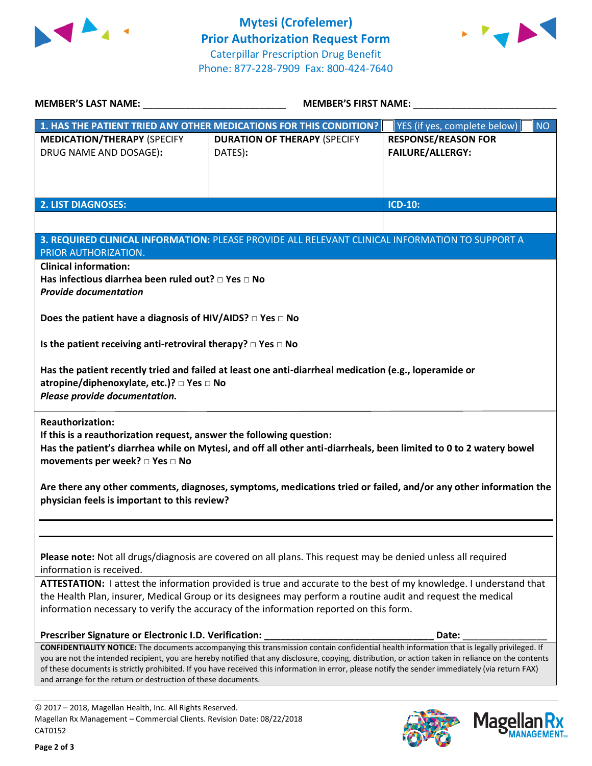# Mytesi (Crofelemer)
## Prior Authorization Request Form
Caterpillar Prescription Drug Benefit
Phone: 877-228-7909 Fax: 800-424-7640

**MEMBER'S LAST NAME:** ___________________________ **MEMBER'S FIRST NAME:** ___________________________

| **1. HAS THE PATIENT TRIED ANY OTHER MEDICATIONS FOR THIS CONDITION?** | | ☐ YES (if yes, complete below) ☐ NO |
|---|---|---|
| **MEDICATION/THERAPY** (SPECIFY DRUG NAME AND DOSAGE): | **DURATION OF THERAPY** (SPECIFY DATES): | **RESPONSE/REASON FOR FAILURE/ALLERGY:** |
| | | |

| **2. LIST DIAGNOSES:** | **ICD-10:** |
|---|---|
| | |

**3. REQUIRED CLINICAL INFORMATION:** PLEASE PROVIDE ALL RELEVANT CLINICAL INFORMATION TO SUPPORT A PRIOR AUTHORIZATION.

**Clinical information:**

**Has infectious diarrhea been ruled out? □ Yes □ No**
***Provide documentation***

**Does the patient have a diagnosis of HIV/AIDS? □ Yes □ No**

**Is the patient receiving anti-retroviral therapy? □ Yes □ No**

**Has the patient recently tried and failed at least one anti-diarrheal medication (e.g., loperamide or atropine/diphenoxylate, etc.)? □ Yes □ No**
***Please provide documentation.***

**Reauthorization:**
**If this is a reauthorization request, answer the following question:**
**Has the patient's diarrhea while on Mytesi, and off all other anti-diarrheals, been limited to 0 to 2 watery bowel movements per week? □ Yes □ No**

**Are there any other comments, diagnoses, symptoms, medications tried or failed, and/or any other information the physician feels is important to this review?**

_______________________________________________________________________________

_______________________________________________________________________________

**Please note:** Not all drugs/diagnosis are covered on all plans. This request may be denied unless all required information is received.

**ATTESTATION:** I attest the information provided is true and accurate to the best of my knowledge. I understand that the Health Plan, insurer, Medical Group or its designees may perform a routine audit and request the medical information necessary to verify the accuracy of the information reported on this form.

**Prescriber Signature or Electronic I.D. Verification:** ________________________________ **Date:** ________________

**CONFIDENTIALITY NOTICE:** The documents accompanying this transmission contain confidential health information that is legally privileged. If you are not the intended recipient, you are hereby notified that any disclosure, copying, distribution, or action taken in reliance on the contents of these documents is strictly prohibited. If you have received this information in error, please notify the sender immediately (via return FAX) and arrange for the return or destruction of these documents.

© 2017 – 2018, Magellan Health, Inc. All Rights Reserved.
Magellan Rx Management – Commercial Clients. Revision Date: 08/22/2018
CAT0152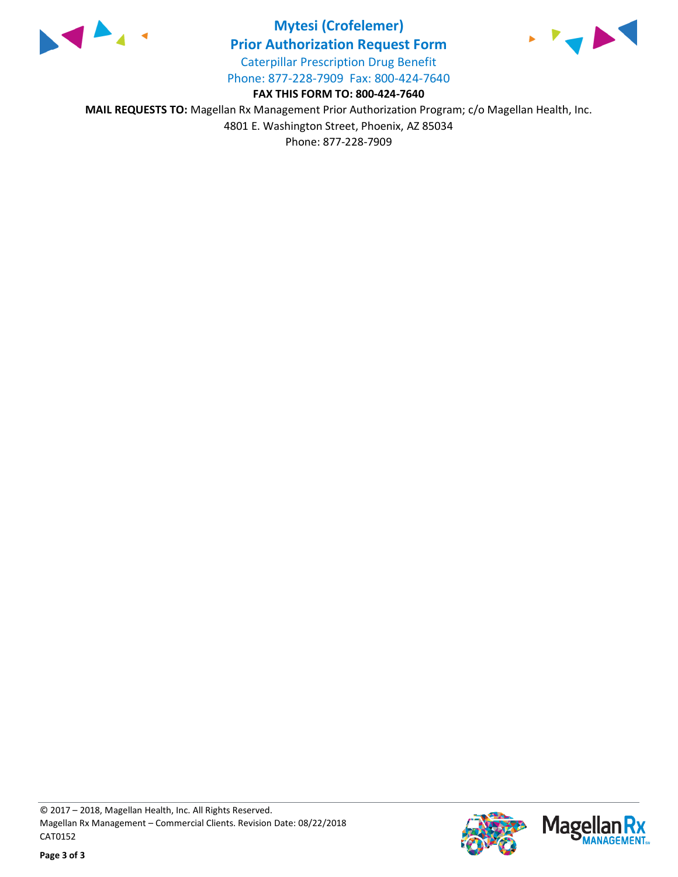# Mytesi (Crofelemer)
# Prior Authorization Request Form

Caterpillar Prescription Drug Benefit
Phone: 877-228-7909 Fax: 800-424-7640

**FAX THIS FORM TO: 800-424-7640**

**MAIL REQUESTS TO:** Magellan Rx Management Prior Authorization Program; c/o Magellan Health, Inc.
4801 E. Washington Street, Phoenix, AZ 85034
Phone: 877-228-7909

© 2017 – 2018, Magellan Health, Inc. All Rights Reserved.
Magellan Rx Management – Commercial Clients. Revision Date: 08/22/2018
CAT0152